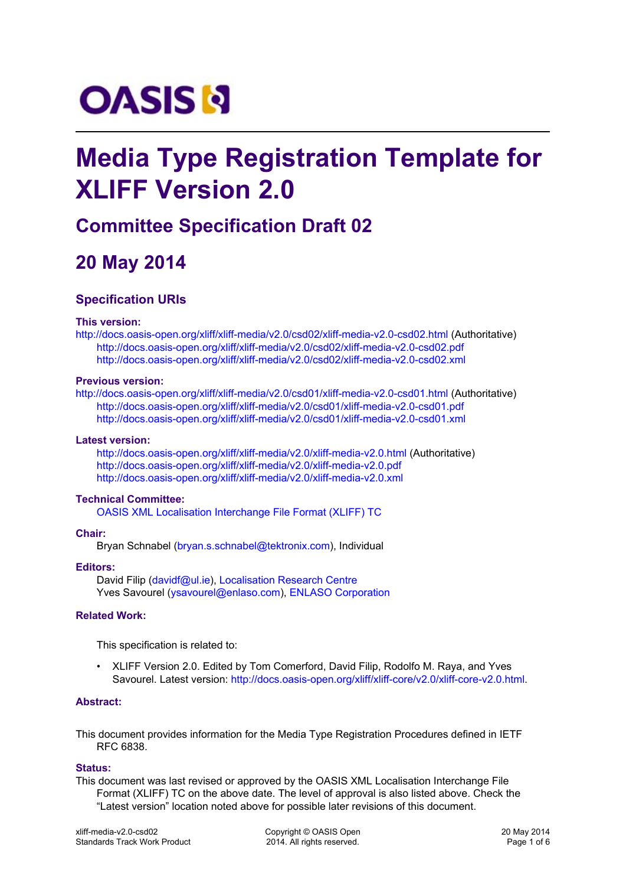OASIS

# Media Type Registration Template for XLIFF Version 2.0

## Committee Specification Draft 02

## 20 May 2014

### Specification URIs

**This version:**

http://docs.oasis-open.org/xliff/xliff-media/v2.0/csd02/xliff-media-v2.0-csd02.html (Authoritative)
http://docs.oasis-open.org/xliff/xliff-media/v2.0/csd02/xliff-media-v2.0-csd02.pdf
http://docs.oasis-open.org/xliff/xliff-media/v2.0/csd02/xliff-media-v2.0-csd02.xml

**Previous version:**

http://docs.oasis-open.org/xliff/xliff-media/v2.0/csd01/xliff-media-v2.0-csd01.html (Authoritative)
http://docs.oasis-open.org/xliff/xliff-media/v2.0/csd01/xliff-media-v2.0-csd01.pdf
http://docs.oasis-open.org/xliff/xliff-media/v2.0/csd01/xliff-media-v2.0-csd01.xml

**Latest version:**

http://docs.oasis-open.org/xliff/xliff-media/v2.0/xliff-media-v2.0.html (Authoritative)
http://docs.oasis-open.org/xliff/xliff-media/v2.0/xliff-media-v2.0.pdf
http://docs.oasis-open.org/xliff/xliff-media/v2.0/xliff-media-v2.0.xml

**Technical Committee:**

OASIS XML Localisation Interchange File Format (XLIFF) TC

**Chair:**

Bryan Schnabel (bryan.s.schnabel@tektronix.com), Individual

**Editors:**

David Filip (davidf@ul.ie), Localisation Research Centre
Yves Savourel (ysavourel@enlaso.com), ENLASO Corporation

**Related Work:**

This specification is related to:

- XLIFF Version 2.0. Edited by Tom Comerford, David Filip, Rodolfo M. Raya, and Yves Savourel. Latest version: http://docs.oasis-open.org/xliff/xliff-core/v2.0/xliff-core-v2.0.html.

**Abstract:**

This document provides information for the Media Type Registration Procedures defined in IETF RFC 6838.

**Status:**

This document was last revised or approved by the OASIS XML Localisation Interchange File Format (XLIFF) TC on the above date. The level of approval is also listed above. Check the "Latest version" location noted above for possible later revisions of this document.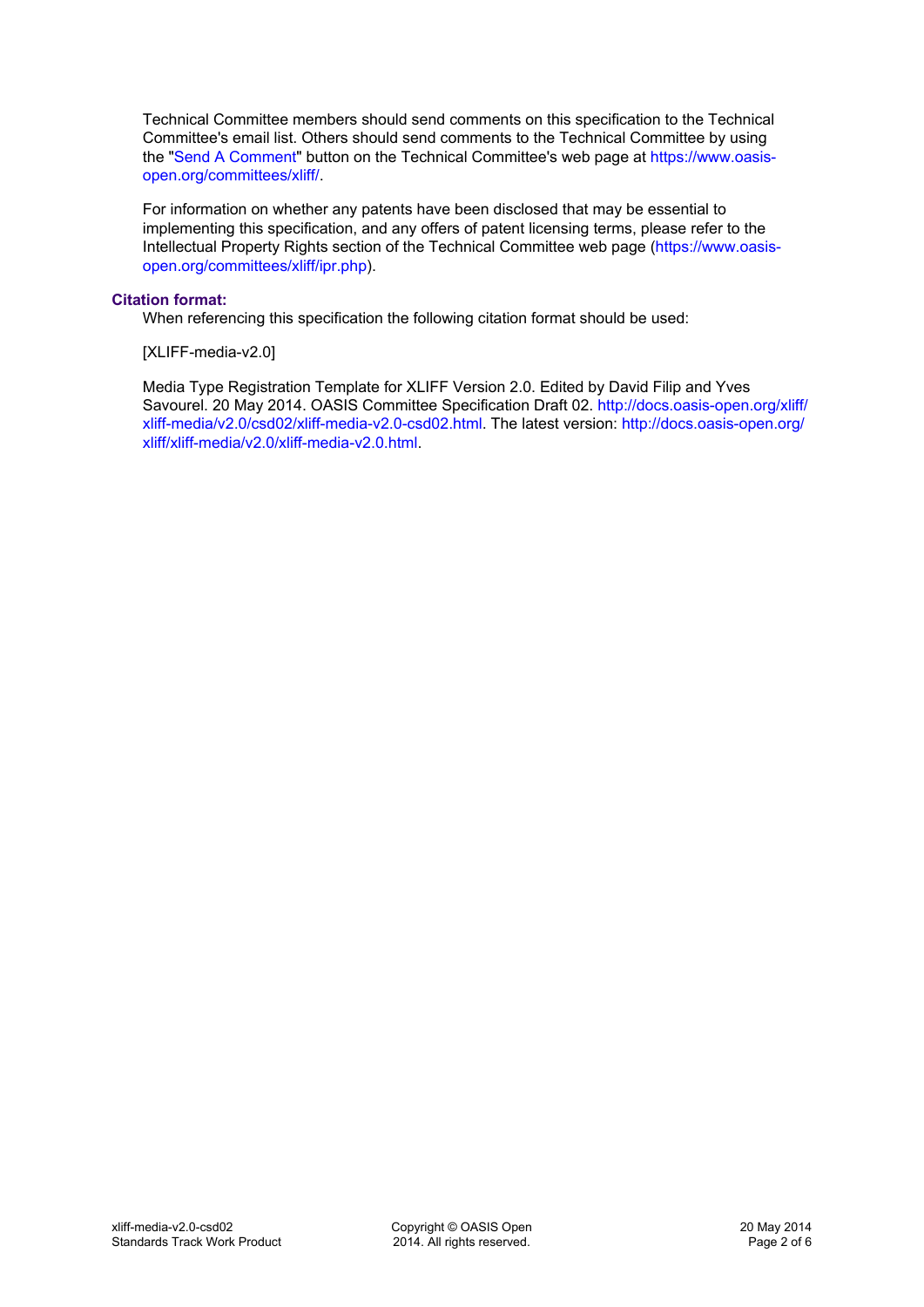Technical Committee members should send comments on this specification to the Technical Committee's email list. Others should send comments to the Technical Committee by using the "Send A Comment" button on the Technical Committee's web page at https://www.oasis-open.org/committees/xliff/.

For information on whether any patents have been disclosed that may be essential to implementing this specification, and any offers of patent licensing terms, please refer to the Intellectual Property Rights section of the Technical Committee web page (https://www.oasis-open.org/committees/xliff/ipr.php).

**Citation format:**

When referencing this specification the following citation format should be used:

[XLIFF-media-v2.0]

Media Type Registration Template for XLIFF Version 2.0. Edited by David Filip and Yves Savourel. 20 May 2014. OASIS Committee Specification Draft 02. http://docs.oasis-open.org/xliff/xliff-media/v2.0/csd02/xliff-media-v2.0-csd02.html. The latest version: http://docs.oasis-open.org/xliff/xliff-media/v2.0/xliff-media-v2.0.html.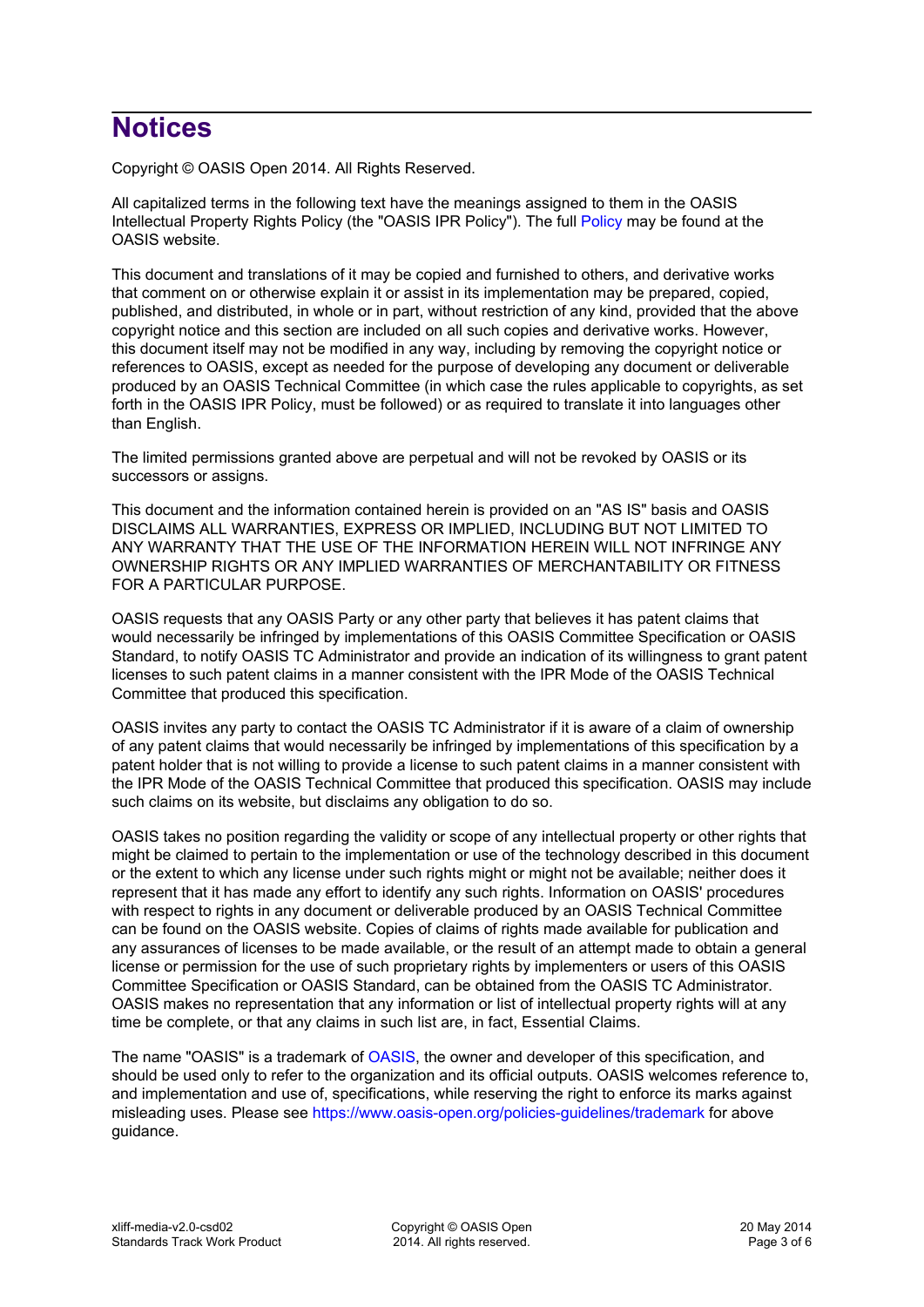# Notices

Copyright © OASIS Open 2014. All Rights Reserved.

All capitalized terms in the following text have the meanings assigned to them in the OASIS Intellectual Property Rights Policy (the "OASIS IPR Policy"). The full Policy may be found at the OASIS website.

This document and translations of it may be copied and furnished to others, and derivative works that comment on or otherwise explain it or assist in its implementation may be prepared, copied, published, and distributed, in whole or in part, without restriction of any kind, provided that the above copyright notice and this section are included on all such copies and derivative works. However, this document itself may not be modified in any way, including by removing the copyright notice or references to OASIS, except as needed for the purpose of developing any document or deliverable produced by an OASIS Technical Committee (in which case the rules applicable to copyrights, as set forth in the OASIS IPR Policy, must be followed) or as required to translate it into languages other than English.

The limited permissions granted above are perpetual and will not be revoked by OASIS or its successors or assigns.

This document and the information contained herein is provided on an "AS IS" basis and OASIS DISCLAIMS ALL WARRANTIES, EXPRESS OR IMPLIED, INCLUDING BUT NOT LIMITED TO ANY WARRANTY THAT THE USE OF THE INFORMATION HEREIN WILL NOT INFRINGE ANY OWNERSHIP RIGHTS OR ANY IMPLIED WARRANTIES OF MERCHANTABILITY OR FITNESS FOR A PARTICULAR PURPOSE.

OASIS requests that any OASIS Party or any other party that believes it has patent claims that would necessarily be infringed by implementations of this OASIS Committee Specification or OASIS Standard, to notify OASIS TC Administrator and provide an indication of its willingness to grant patent licenses to such patent claims in a manner consistent with the IPR Mode of the OASIS Technical Committee that produced this specification.

OASIS invites any party to contact the OASIS TC Administrator if it is aware of a claim of ownership of any patent claims that would necessarily be infringed by implementations of this specification by a patent holder that is not willing to provide a license to such patent claims in a manner consistent with the IPR Mode of the OASIS Technical Committee that produced this specification. OASIS may include such claims on its website, but disclaims any obligation to do so.

OASIS takes no position regarding the validity or scope of any intellectual property or other rights that might be claimed to pertain to the implementation or use of the technology described in this document or the extent to which any license under such rights might or might not be available; neither does it represent that it has made any effort to identify any such rights. Information on OASIS' procedures with respect to rights in any document or deliverable produced by an OASIS Technical Committee can be found on the OASIS website. Copies of claims of rights made available for publication and any assurances of licenses to be made available, or the result of an attempt made to obtain a general license or permission for the use of such proprietary rights by implementers or users of this OASIS Committee Specification or OASIS Standard, can be obtained from the OASIS TC Administrator. OASIS makes no representation that any information or list of intellectual property rights will at any time be complete, or that any claims in such list are, in fact, Essential Claims.

The name "OASIS" is a trademark of OASIS, the owner and developer of this specification, and should be used only to refer to the organization and its official outputs. OASIS welcomes reference to, and implementation and use of, specifications, while reserving the right to enforce its marks against misleading uses. Please see https://www.oasis-open.org/policies-guidelines/trademark for above guidance.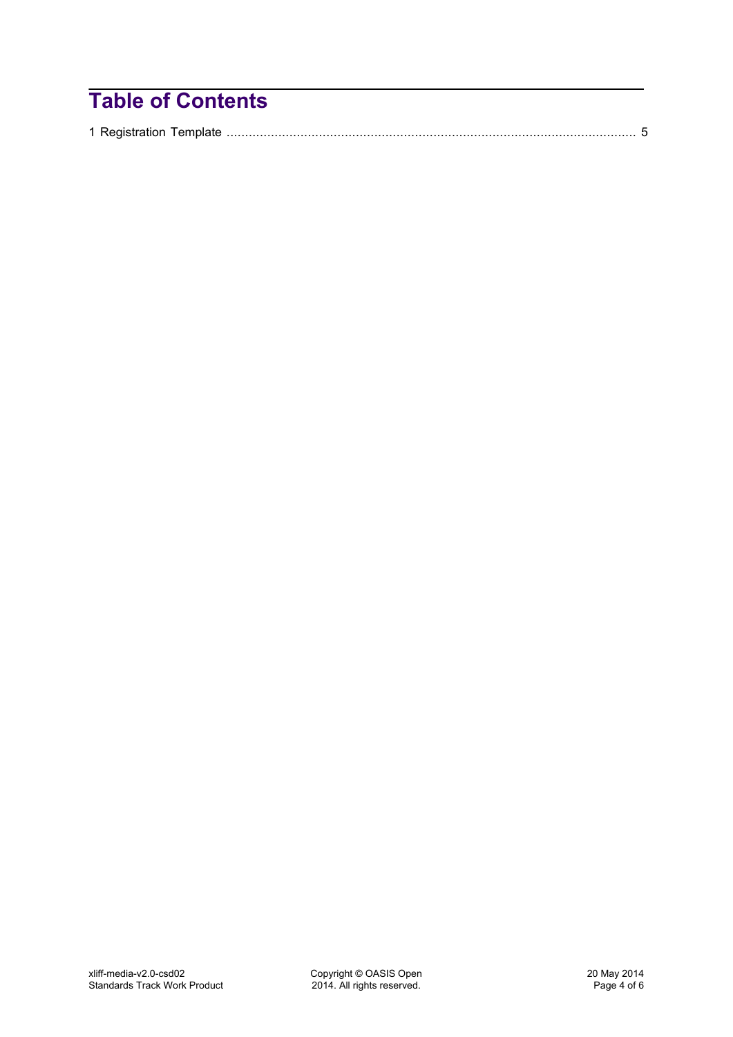# Table of Contents

1 Registration Template ........................................................................................................... 5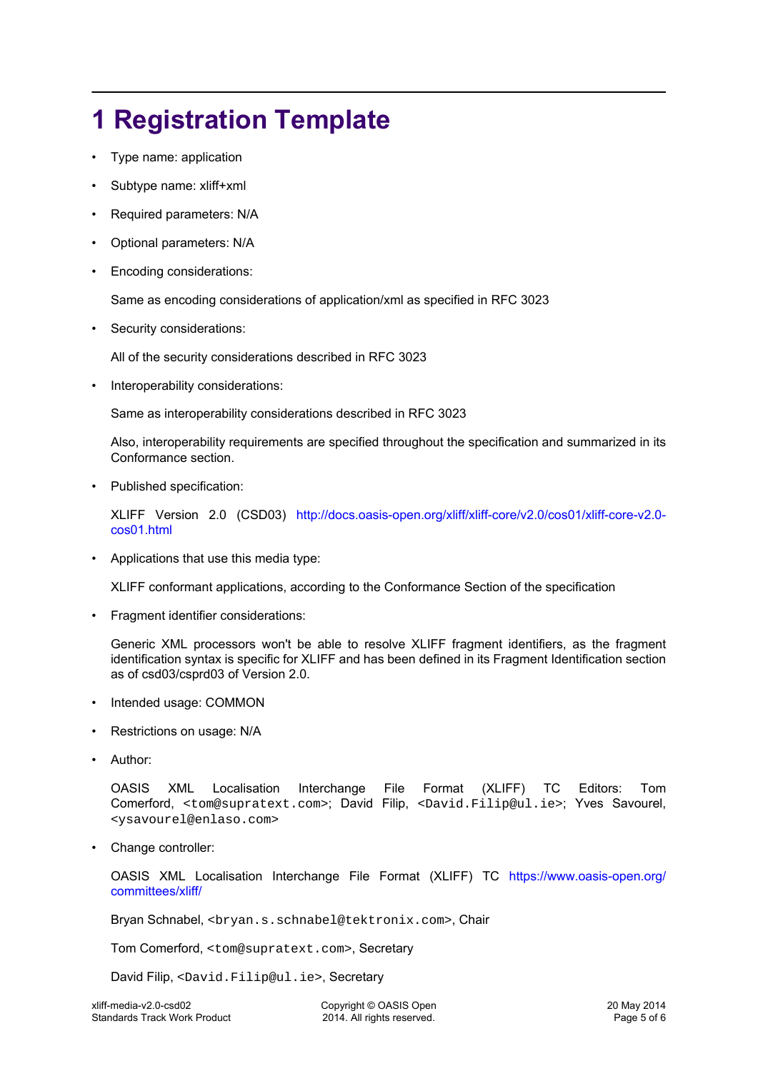# 1 Registration Template

- Type name: application
- Subtype name: xliff+xml
- Required parameters: N/A
- Optional parameters: N/A
- Encoding considerations:

  Same as encoding considerations of application/xml as specified in RFC 3023

- Security considerations:

  All of the security considerations described in RFC 3023

- Interoperability considerations:

  Same as interoperability considerations described in RFC 3023

  Also, interoperability requirements are specified throughout the specification and summarized in its Conformance section.

- Published specification:

  XLIFF Version 2.0 (CSD03) http://docs.oasis-open.org/xliff/xliff-core/v2.0/cos01/xliff-core-v2.0-cos01.html

- Applications that use this media type:

  XLIFF conformant applications, according to the Conformance Section of the specification

- Fragment identifier considerations:

  Generic XML processors won't be able to resolve XLIFF fragment identifiers, as the fragment identification syntax is specific for XLIFF and has been defined in its Fragment Identification section as of csd03/csprd03 of Version 2.0.

- Intended usage: COMMON
- Restrictions on usage: N/A
- Author:

  OASIS XML Localisation Interchange File Format (XLIFF) TC Editors: Tom Comerford, `<tom@supratext.com>`; David Filip, `<David.Filip@ul.ie>`; Yves Savourel, `<ysavourel@enlaso.com>`

- Change controller:

  OASIS XML Localisation Interchange File Format (XLIFF) TC https://www.oasis-open.org/committees/xliff/

  Bryan Schnabel, `<bryan.s.schnabel@tektronix.com>`, Chair

  Tom Comerford, `<tom@supratext.com>`, Secretary

  David Filip, `<David.Filip@ul.ie>`, Secretary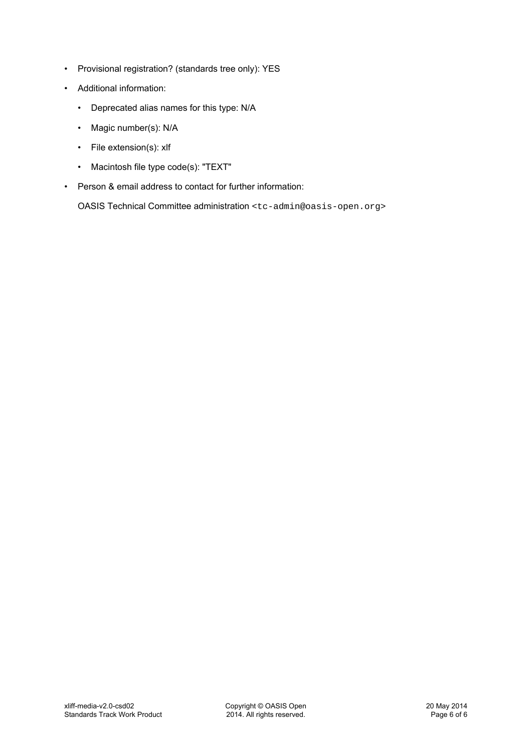- Provisional registration? (standards tree only): YES
- Additional information:
  - Deprecated alias names for this type: N/A
  - Magic number(s): N/A
  - File extension(s): xlf
  - Macintosh file type code(s): "TEXT"
- Person & email address to contact for further information:

  OASIS Technical Committee administration `<tc-admin@oasis-open.org>`